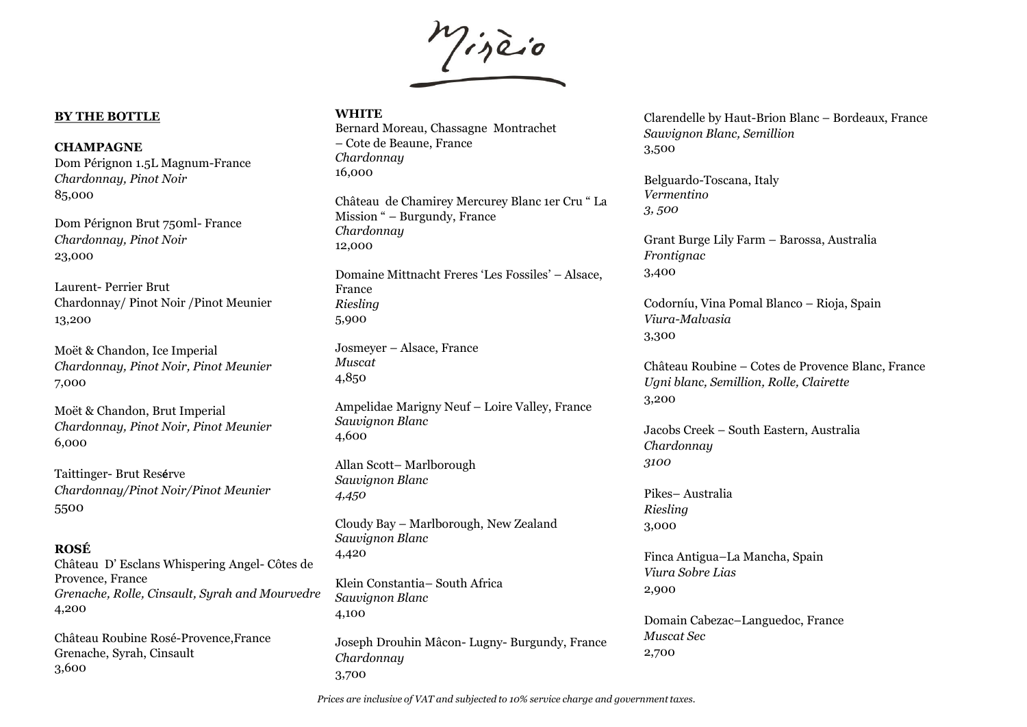# Misèio

## BY THE BOTTLE

### CHAMPAGNE

Dom Pérignon 1.5L Magnum-France
*Chardonnay, Pinot Noir*
85,000

Dom Pérignon Brut 750ml- France
*Chardonnay, Pinot Noir*
23,000

Laurent- Perrier Brut
Chardonnay/ Pinot Noir /Pinot Meunier
13,200

Moët & Chandon, Ice Imperial
*Chardonnay, Pinot Noir, Pinot Meunier*
7,000

Moët & Chandon, Brut Imperial
*Chardonnay, Pinot Noir, Pinot Meunier*
6,000

Taittinger- Brut Resérve
*Chardonnay/Pinot Noir/Pinot Meunier*
5500

### ROSÉ

Château D' Esclans Whispering Angel- Côtes de Provence, France
*Grenache, Rolle, Cinsault, Syrah and Mourvedre*
4,200

Château Roubine Rosé-Provence,France
Grenache, Syrah, Cinsault
3,600

### WHITE

Bernard Moreau, Chassagne Montrachet – Cote de Beaune, France
*Chardonnay*
16,000

Château de Chamirey Mercurey Blanc 1er Cru " La Mission " – Burgundy, France
*Chardonnay*
12,000

Domaine Mittnacht Freres 'Les Fossiles' – Alsace, France
*Riesling*
5,900

Josmeyer – Alsace, France
*Muscat*
4,850

Ampelidae Marigny Neuf – Loire Valley, France
*Sauvignon Blanc*
4,600

Allan Scott– Marlborough
*Sauvignon Blanc*
*4,450*

Cloudy Bay – Marlborough, New Zealand
*Sauvignon Blanc*
4,420

Klein Constantia– South Africa
*Sauvignon Blanc*
4,100

Joseph Drouhin Mâcon- Lugny- Burgundy, France
*Chardonnay*
3,700

Clarendelle by Haut-Brion Blanc – Bordeaux, France
*Sauvignon Blanc, Semillion*
3,500

Belguardo-Toscana, Italy
*Vermentino*
*3, 500*

Grant Burge Lily Farm – Barossa, Australia
*Frontignac*
3,400

Codorníu, Vina Pomal Blanco – Rioja, Spain
*Viura-Malvasia*
3,300

Château Roubine – Cotes de Provence Blanc, France
*Ugni blanc, Semillion, Rolle, Clairette*
3,200

Jacobs Creek – South Eastern, Australia
*Chardonnay*
*3100*

Pikes– Australia
*Riesling*
3,000

Finca Antigua–La Mancha, Spain
*Viura Sobre Lias*
2,900

Domain Cabezac–Languedoc, France
*Muscat Sec*
2,700

*Prices are inclusive of VAT and subjected to 10% service charge and government taxes.*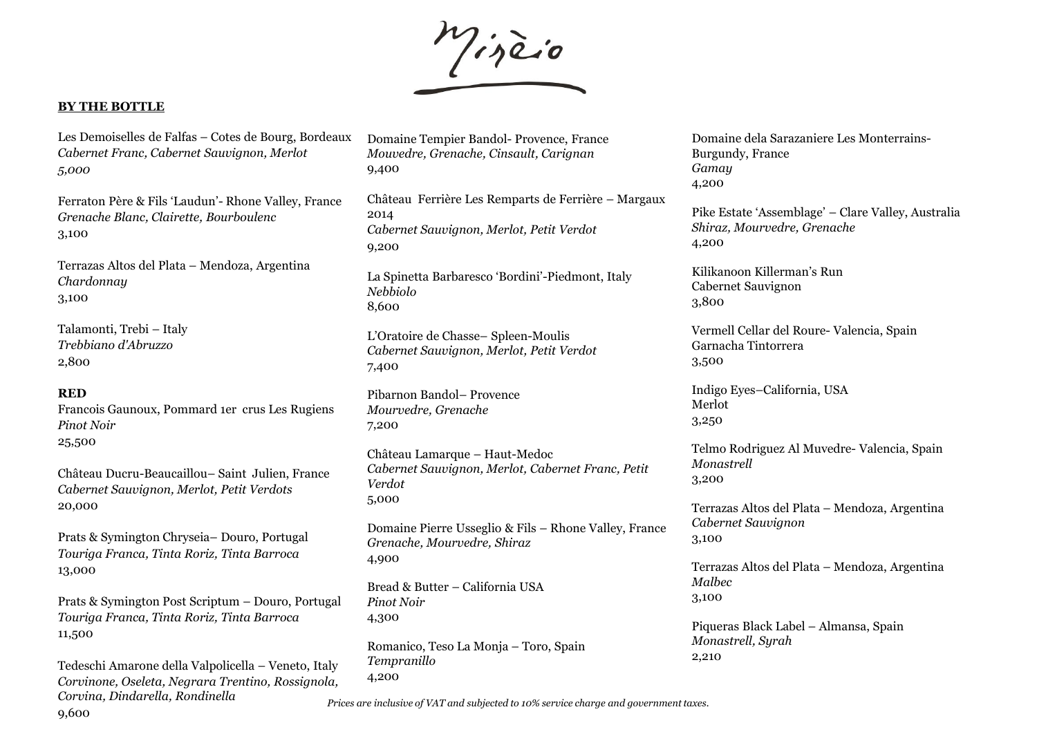Mirèio

## BY THE BOTTLE

Les Demoiselles de Falfas – Cotes de Bourg, Bordeaux
*Cabernet Franc, Cabernet Sauvignon, Merlot*
*5,000*

Ferraton Père & Fils 'Laudun'- Rhone Valley, France
*Grenache Blanc, Clairette, Bourboulenc*
3,100

Terrazas Altos del Plata – Mendoza, Argentina
*Chardonnay*
3,100

Talamonti, Trebi – Italy
*Trebbiano d'Abruzzo*
2,800

**RED**

Francois Gaunoux, Pommard 1er crus Les Rugiens
*Pinot Noir*
25,500

Château Ducru-Beaucaillou– Saint Julien, France
*Cabernet Sauvignon, Merlot, Petit Verdots*
20,000

Prats & Symington Chryseia– Douro, Portugal
*Touriga Franca, Tinta Roriz, Tinta Barroca*
13,000

Prats & Symington Post Scriptum – Douro, Portugal
*Touriga Franca, Tinta Roriz, Tinta Barroca*
11,500

Tedeschi Amarone della Valpolicella – Veneto, Italy
*Corvinone, Oseleta, Negrara Trentino, Rossignola, Corvina, Dindarella, Rondinella*
9,600

Domaine Tempier Bandol- Provence, France
*Mouvedre, Grenache, Cinsault, Carignan*
9,400

Château Ferrière Les Remparts de Ferrière – Margaux 2014
*Cabernet Sauvignon, Merlot, Petit Verdot*
9,200

La Spinetta Barbaresco 'Bordini'-Piedmont, Italy
*Nebbiolo*
8,600

L'Oratoire de Chasse– Spleen-Moulis
*Cabernet Sauvignon, Merlot, Petit Verdot*
7,400

Pibarnon Bandol– Provence
*Mourvedre, Grenache*
7,200

Château Lamarque – Haut-Medoc
*Cabernet Sauvignon, Merlot, Cabernet Franc, Petit Verdot*
5,000

Domaine Pierre Usseglio & Fils – Rhone Valley, France
*Grenache, Mourvedre, Shiraz*
4,900

Bread & Butter – California USA
*Pinot Noir*
4,300

Romanico, Teso La Monja – Toro, Spain
*Tempranillo*
4,200

Domaine dela Sarazaniere Les Monterrains-Burgundy, France
*Gamay*
4,200

Pike Estate 'Assemblage' – Clare Valley, Australia
*Shiraz, Mourvedre, Grenache*
4,200

Kilikanoon Killerman's Run
Cabernet Sauvignon
3,800

Vermell Cellar del Roure- Valencia, Spain
Garnacha Tintorrera
3,500

Indigo Eyes–California, USA
Merlot
3,250

Telmo Rodriguez Al Muvedre- Valencia, Spain
*Monastrell*
3,200

Terrazas Altos del Plata – Mendoza, Argentina
*Cabernet Sauvignon*
3,100

Terrazas Altos del Plata – Mendoza, Argentina
*Malbec*
3,100

Piqueras Black Label – Almansa, Spain
*Monastrell, Syrah*
2,210

*Prices are inclusive of VAT and subjected to 10% service charge and government taxes.*